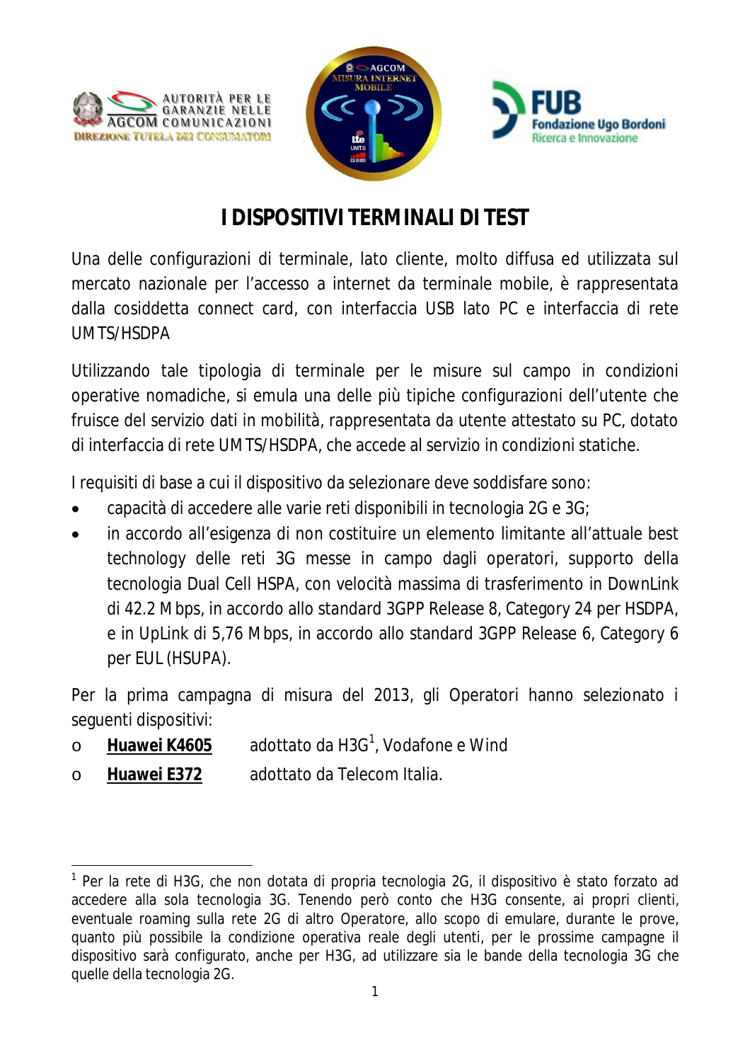# I DISPOSITIVI TERMINALI DI TEST

Una delle configurazioni di terminale, lato cliente, molto diffusa ed utilizzata sul mercato nazionale per l'accesso a internet da terminale mobile, è rappresentata dalla cosiddetta connect card, con interfaccia USB lato PC e interfaccia di rete UMTS/HSDPA

Utilizzando tale tipologia di terminale per le misure sul campo in condizioni operative nomadiche, si emula una delle più tipiche configurazioni dell'utente che fruisce del servizio dati in mobilità, rappresentata da utente attestato su PC, dotato di interfaccia di rete UMTS/HSDPA, che accede al servizio in condizioni statiche.

I requisiti di base a cui il dispositivo da selezionare deve soddisfare sono:

- capacità di accedere alle varie reti disponibili in tecnologia 2G e 3G;
- in accordo all'esigenza di non costituire un elemento limitante all'attuale best technology delle reti 3G messe in campo dagli operatori, supporto della tecnologia Dual Cell HSPA, con velocità massima di trasferimento in DownLink di 42.2 Mbps, in accordo allo standard 3GPP Release 8, Category 24 per HSDPA, e in UpLink di 5,76 Mbps, in accordo allo standard 3GPP Release 6, Category 6 per EUL (HSUPA).

Per la prima campagna di misura del 2013, gli Operatori hanno selezionato i seguenti dispositivi:

- **Huawei K4605** adottato da H3G[1], Vodafone e Wind
- **Huawei E372** adottato da Telecom Italia.

[1] Per la rete di H3G, che non dotata di propria tecnologia 2G, il dispositivo è stato forzato ad accedere alla sola tecnologia 3G. Tenendo però conto che H3G consente, ai propri clienti, eventuale roaming sulla rete 2G di altro Operatore, allo scopo di emulare, durante le prove, quanto più possibile la condizione operativa reale degli utenti, per le prossime campagne il dispositivo sarà configurato, anche per H3G, ad utilizzare sia le bande della tecnologia 3G che quelle della tecnologia 2G.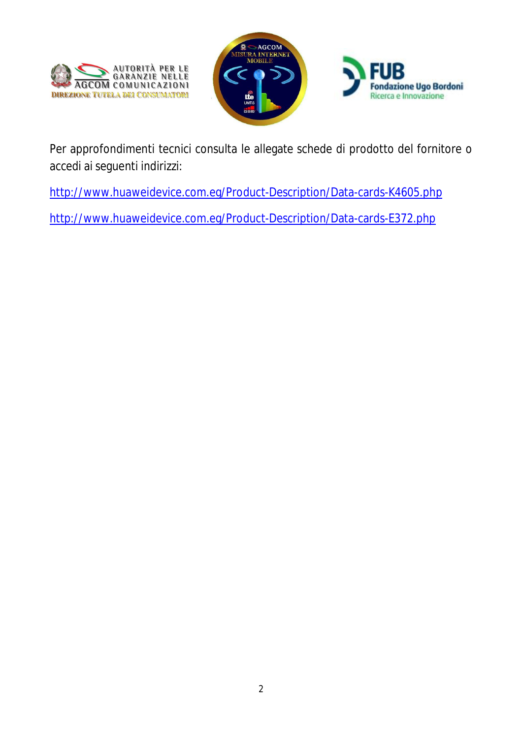Per approfondimenti tecnici consulta le allegate schede di prodotto del fornitore o accedi ai seguenti indirizzi:

http://www.huaweidevice.com.eg/Product-Description/Data-cards-K4605.php

http://www.huaweidevice.com.eg/Product-Description/Data-cards-E372.php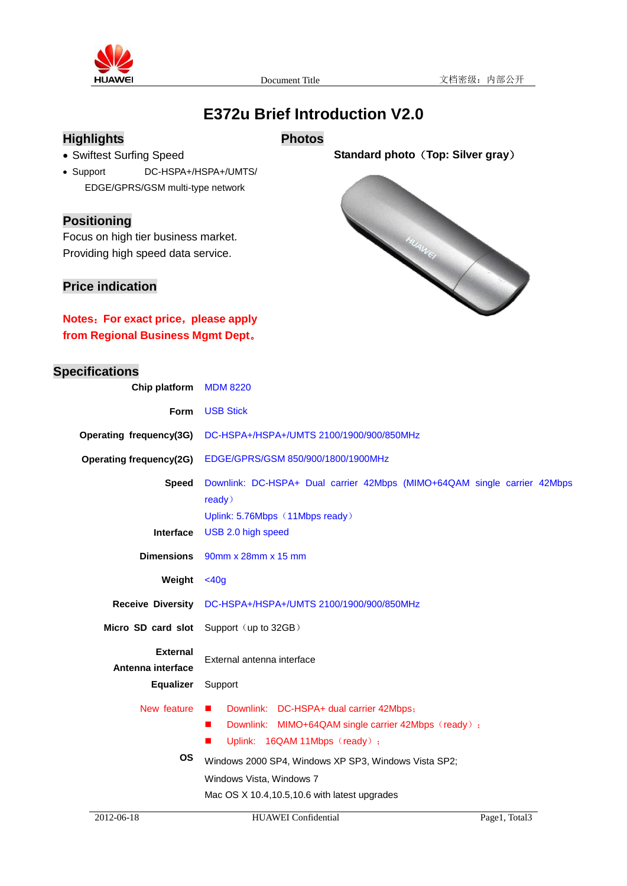# E372u Brief Introduction V2.0

## Highlights

- Swiftest Surfing Speed
- Support DC-HSPA+/HSPA+/UMTS/ EDGE/GPRS/GSM multi-type network

## Positioning

Focus on high tier business market.
Providing high speed data service.

## Price indication

**Notes：For exact price，please apply from Regional Business Mgmt Dept。**

## Photos

**Standard photo（Top: Silver gray）**

## Specifications

| | |
|---|---|
| **Chip platform** | MDM 8220 |
| **Form** | USB Stick |
| **Operating frequency(3G)** | DC-HSPA+/HSPA+/UMTS 2100/1900/900/850MHz |
| **Operating frequency(2G)** | EDGE/GPRS/GSM 850/900/1800/1900MHz |
| **Speed** | Downlink: DC-HSPA+ Dual carrier 42Mbps (MIMO+64QAM single carrier 42Mbps ready）<br>Uplink: 5.76Mbps（11Mbps ready） |
| **Interface** | USB 2.0 high speed |
| **Dimensions** | 90mm x 28mm x 15 mm |
| **Weight** | <40g |
| **Receive Diversity** | DC-HSPA+/HSPA+/UMTS 2100/1900/900/850MHz |
| **Micro SD card slot** | Support（up to 32GB） |
| **External Antenna interface** | External antenna interface |
| **Equalizer** | Support |
| New feature | ■ Downlink: DC-HSPA+ dual carrier 42Mbps；<br>■ Downlink: MIMO+64QAM single carrier 42Mbps（ready）；<br>■ Uplink: 16QAM 11Mbps（ready）； |
| **OS** | Windows 2000 SP4, Windows XP SP3, Windows Vista SP2;<br>Windows Vista, Windows 7<br>Mac OS X 10.4,10.5,10.6 with latest upgrades |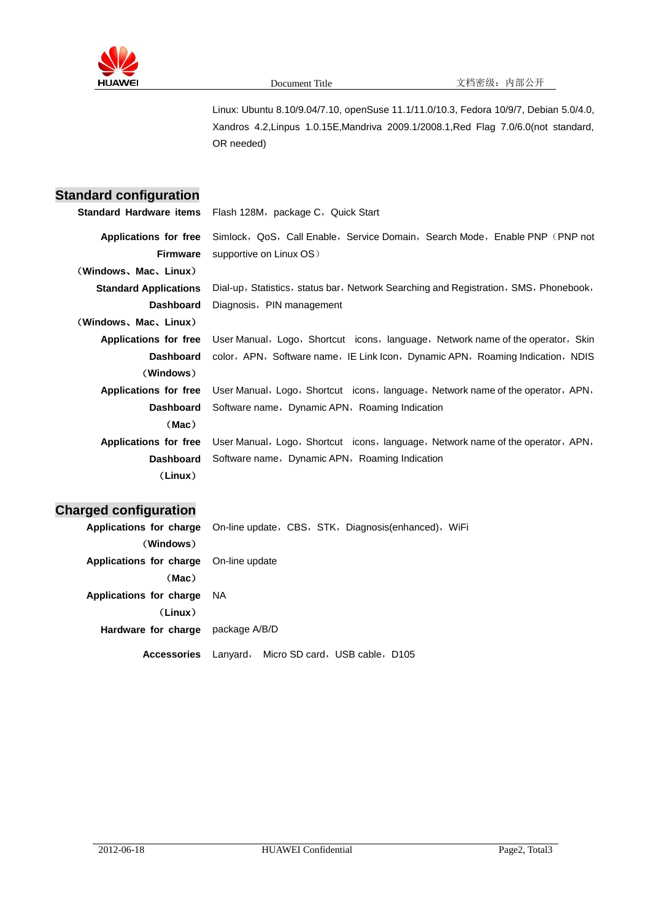Linux: Ubuntu 8.10/9.04/7.10, openSuse 11.1/11.0/10.3, Fedora 10/9/7, Debian 5.0/4.0, Xandros 4.2,Linpus 1.0.15E,Mandriva 2009.1/2008.1,Red Flag 7.0/6.0(not standard, OR needed)

## Standard configuration

| | |
|---|---|
| **Standard Hardware items** | Flash 128M，package C，Quick Start |
| **Applications for free Firmware （Windows、Mac、Linux）** | Simlock，QoS，Call Enable，Service Domain，Search Mode，Enable PNP（PNP not supportive on Linux OS） |
| **Standard Applications Dashboard （Windows、Mac、Linux）** | Dial-up，Statistics，status bar，Network Searching and Registration，SMS，Phonebook，Diagnosis，PIN management |
| **Applications for free Dashboard （Windows）** | User Manual，Logo，Shortcut icons，language，Network name of the operator，Skin color，APN，Software name，IE Link Icon，Dynamic APN，Roaming Indication，NDIS |
| **Applications for free Dashboard （Mac）** | User Manual，Logo，Shortcut icons，language，Network name of the operator，APN，Software name，Dynamic APN，Roaming Indication |
| **Applications for free Dashboard （Linux）** | User Manual，Logo，Shortcut icons，language，Network name of the operator，APN，Software name，Dynamic APN，Roaming Indication |

## Charged configuration

| | |
|---|---|
| **Applications for charge （Windows）** | On-line update，CBS，STK，Diagnosis(enhanced)，WiFi |
| **Applications for charge （Mac）** | On-line update |
| **Applications for charge （Linux）** | NA |
| **Hardware for charge** | package A/B/D |
| **Accessories** | Lanyard， Micro SD card，USB cable，D105 |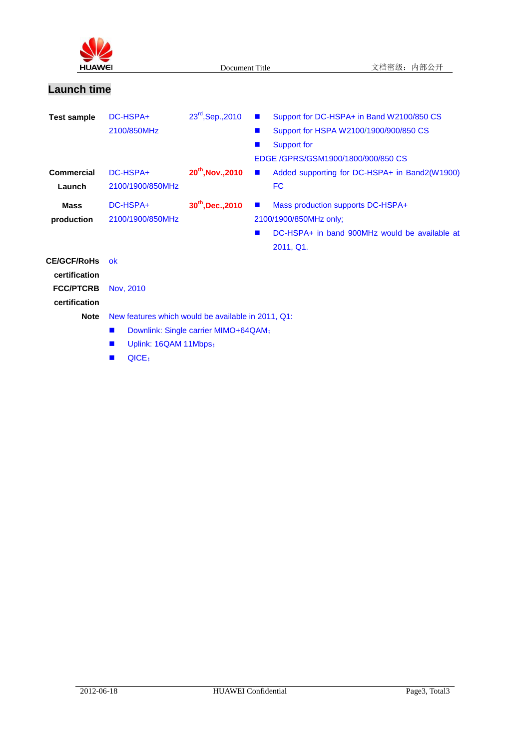## Launch time

| | | | |
|---|---|---|---|
| **Test sample** | DC-HSPA+ 2100/850MHz | 23rd,Sep.,2010 | ■ Support for DC-HSPA+ in Band W2100/850 CS<br>■ Support for HSPA W2100/1900/900/850 CS<br>■ Support for EDGE /GPRS/GSM1900/1800/900/850 CS |
| **Commercial Launch** | DC-HSPA+ 2100/1900/850MHz | **20th,Nov.,2010** | ■ Added supporting for DC-HSPA+ in Band2(W1900) FC |
| **Mass production** | DC-HSPA+ 2100/1900/850MHz | **30th,Dec.,2010** | ■ Mass production supports DC-HSPA+ 2100/1900/850MHz only;<br>■ DC-HSPA+ in band 900MHz would be available at 2011, Q1. |
| **CE/GCF/RoHs certification** | ok | | |
| **FCC/PTCRB certification** | Nov, 2010 | | |
| **Note** | New features which would be available in 2011, Q1:<br>■ Downlink: Single carrier MIMO+64QAM；<br>■ Uplink: 16QAM 11Mbps；<br>■ QICE； | | |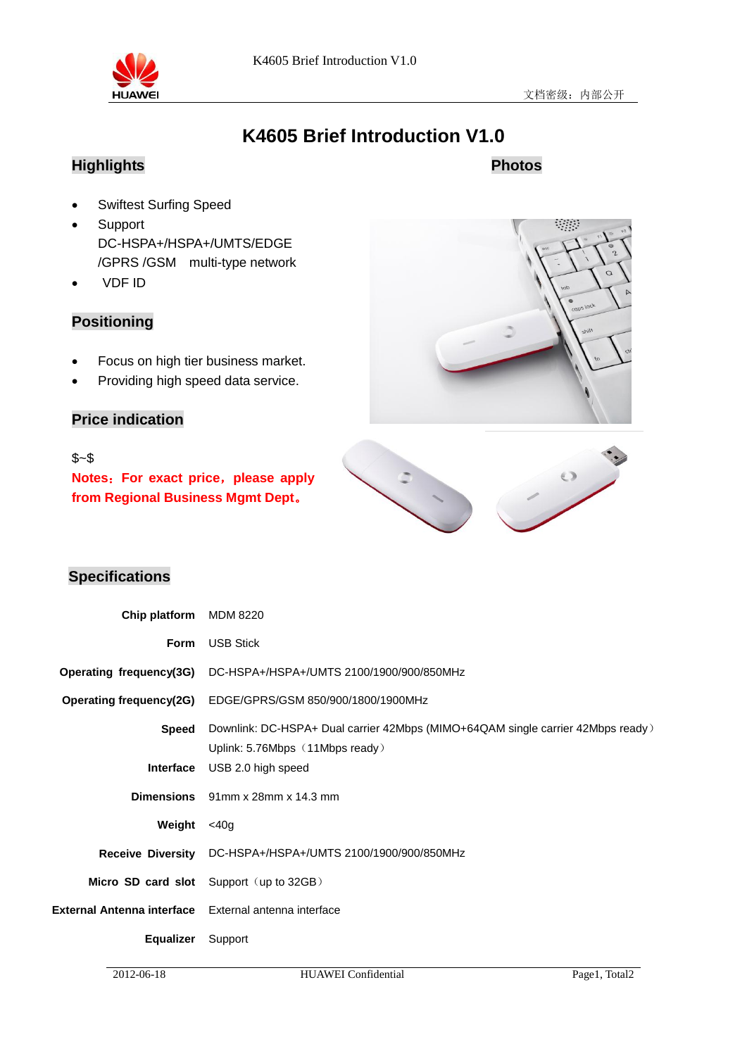# K4605 Brief Introduction V1.0

## Highlights

- Swiftest Surfing Speed
- Support DC-HSPA+/HSPA+/UMTS/EDGE /GPRS /GSM multi-type network
- VDF ID

## Photos

## Positioning

- Focus on high tier business market.
- Providing high speed data service.

## Price indication

$~$

**Notes：For exact price，please apply from Regional Business Mgmt Dept。**

## Specifications

| | |
|---|---|
| **Chip platform** | MDM 8220 |
| **Form** | USB Stick |
| **Operating frequency(3G)** | DC-HSPA+/HSPA+/UMTS 2100/1900/900/850MHz |
| **Operating frequency(2G)** | EDGE/GPRS/GSM 850/900/1800/1900MHz |
| **Speed** | Downlink: DC-HSPA+ Dual carrier 42Mbps (MIMO+64QAM single carrier 42Mbps ready）<br>Uplink: 5.76Mbps（11Mbps ready） |
| **Interface** | USB 2.0 high speed |
| **Dimensions** | 91mm x 28mm x 14.3 mm |
| **Weight** | <40g |
| **Receive Diversity** | DC-HSPA+/HSPA+/UMTS 2100/1900/900/850MHz |
| **Micro SD card slot** | Support（up to 32GB） |
| **External Antenna interface** | External antenna interface |
| **Equalizer** | Support |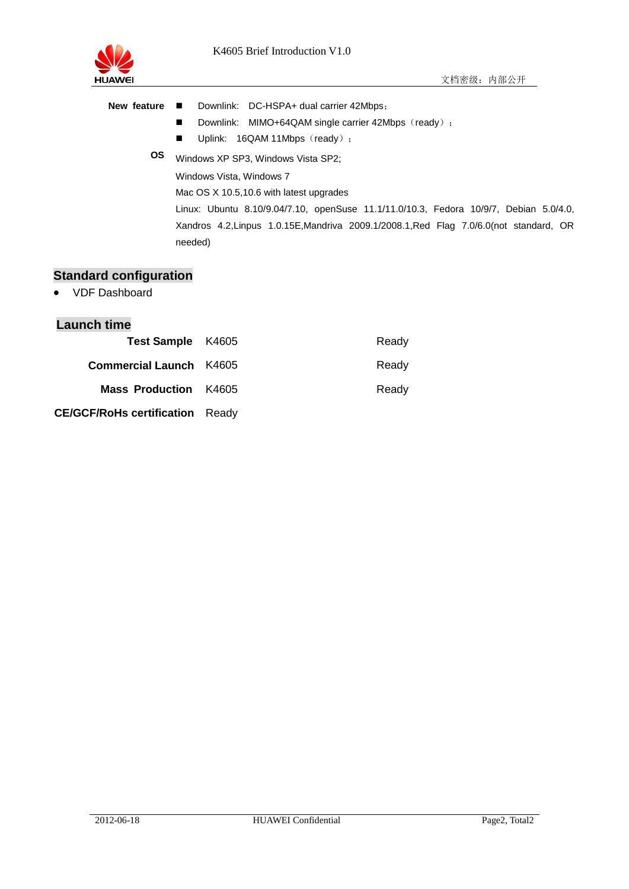| | | |
|---|---|---|
| **New feature** | ■ Downlink: DC-HSPA+ dual carrier 42Mbps； | |
| | ■ Downlink: MIMO+64QAM single carrier 42Mbps（ready）； | |
| | ■ Uplink: 16QAM 11Mbps（ready）； | |
| **OS** | Windows XP SP3, Windows Vista SP2;<br>Windows Vista, Windows 7<br>Mac OS X 10.5,10.6 with latest upgrades<br>Linux: Ubuntu 8.10/9.04/7.10, openSuse 11.1/11.0/10.3, Fedora 10/9/7, Debian 5.0/4.0, Xandros 4.2,Linpus 1.0.15E,Mandriva 2009.1/2008.1,Red Flag 7.0/6.0(not standard, OR needed) | |

## Standard configuration

- VDF Dashboard

## Launch time

| | | |
|---|---|---|
| **Test Sample** | K4605 | Ready |
| **Commercial Launch** | K4605 | Ready |
| **Mass Production** | K4605 | Ready |
| **CE/GCF/RoHs certification** | Ready | |